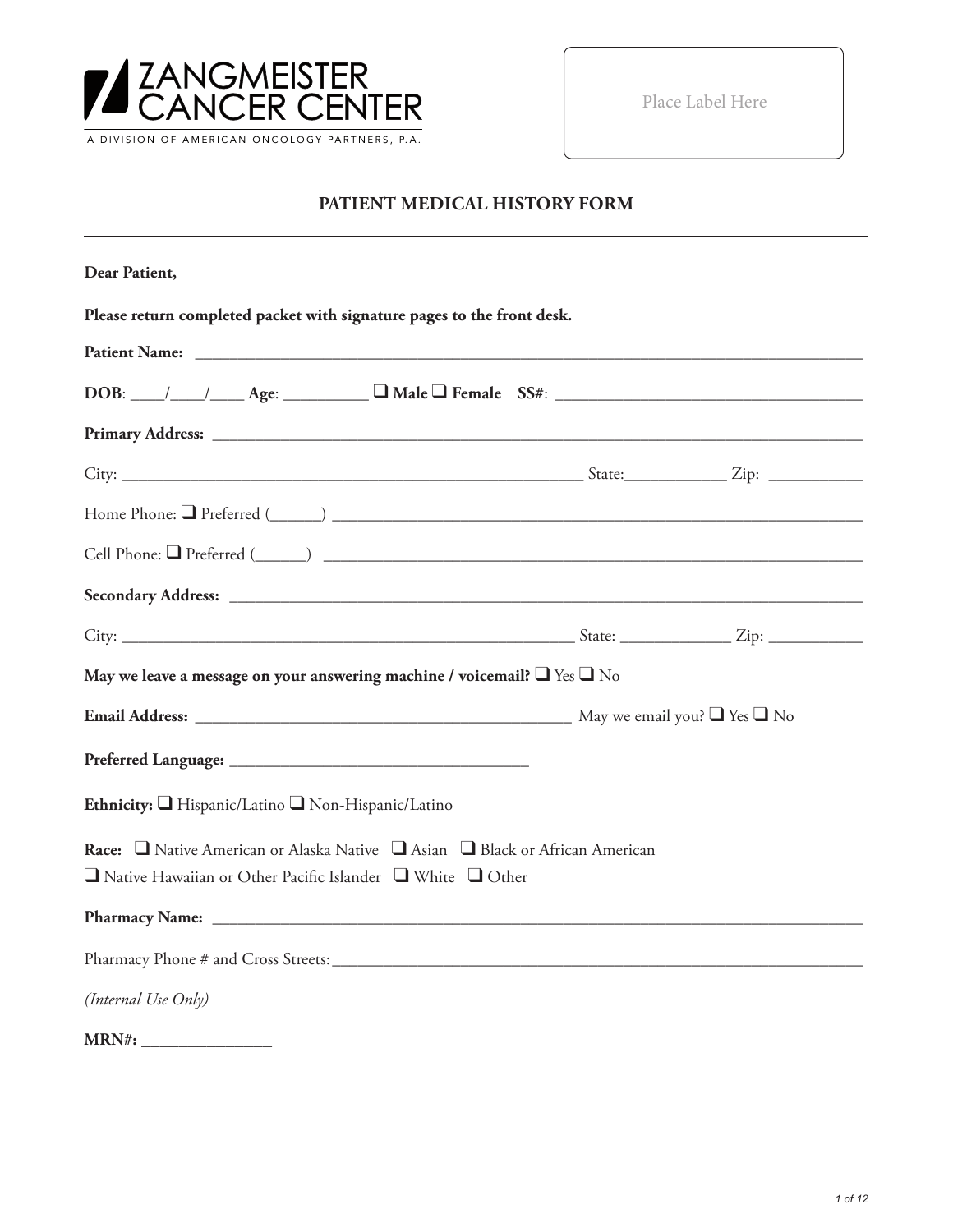**ZANGMEISTER CANCER CENTER**

A DIVISION OF AMERICAN ONCOLOGY PARTNERS, P.A.

Place Label Here

# PATIENT MEDICAL HISTORY FORM

**Dear Patient,**

**Please return completed packet with signature pages to the front desk.**

**Patient Name:** ______________________________________________________________________________

**DOB**: ____/____/____ **Age**: __________ ❑ **Male** ❑ **Female** **SS#**: ____________________________________

**Primary Address:** ___________________________________________________________________________

City: _______________________________________________________ State:____________ Zip: ___________

Home Phone: ❑ Preferred (______) _______________________________________________________________

Cell Phone: ❑ Preferred (______) ________________________________________________________________

**Secondary Address:** _________________________________________________________________________

City: ______________________________________________________ State: _____________ Zip: ___________

**May we leave a message on your answering machine / voicemail?** ❑ Yes ❑ No

**Email Address:** ____________________________________________ May we email you? ❑ Yes ❑ No

**Preferred Language:** ___________________________________

**Ethnicity:** ❑ Hispanic/Latino ❑ Non-Hispanic/Latino

**Race:** ❑ Native American or Alaska Native ❑ Asian ❑ Black or African American
❑ Native Hawaiian or Other Pacific Islander ❑ White ❑ Other

**Pharmacy Name:** ___________________________________________________________________________

Pharmacy Phone # and Cross Streets:______________________________________________________________

*(Internal Use Only)*

**MRN#:** _______________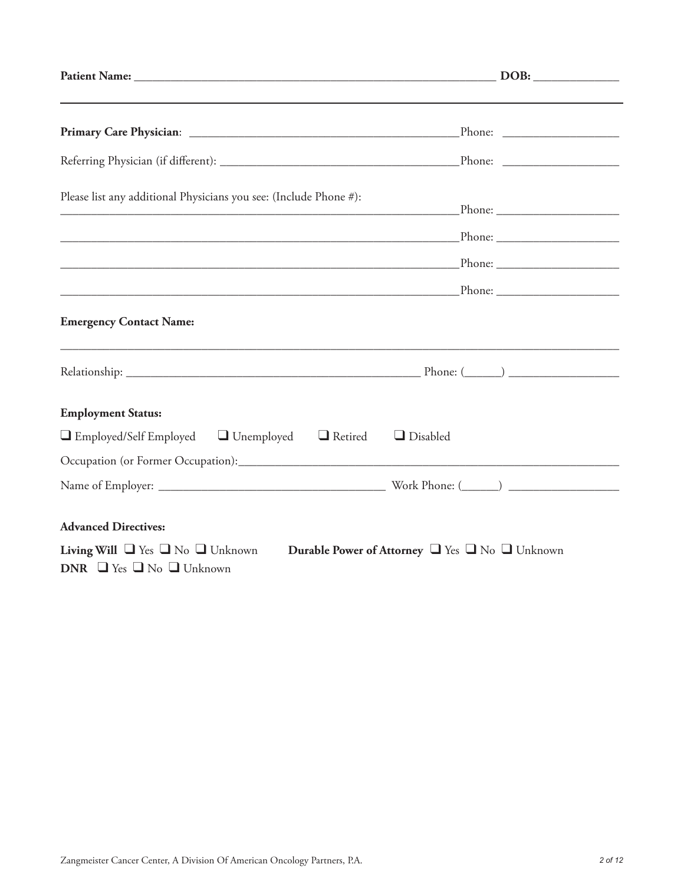**Patient Name:** ____________________________________________________________ **DOB:** ______________

---

**Primary Care Physician**: ____________________________________________Phone: ___________________

Referring Physician (if different): ______________________________________Phone: ___________________

Please list any additional Physicians you see: (Include Phone #):

__________________________________________________________________Phone: ____________________

__________________________________________________________________Phone: ____________________

__________________________________________________________________Phone: ____________________

__________________________________________________________________Phone: ____________________

**Emergency Contact Name:**

______________________________________________________________________________________________

Relationship: _______________________________________________ Phone: (______) __________________

**Employment Status:**

❑ Employed/Self Employed ❑ Unemployed ❑ Retired ❑ Disabled

Occupation (or Former Occupation):__________________________________________________________________

Name of Employer: ____________________________________ Work Phone: (______) __________________

**Advanced Directives:**

**Living Will** ❑ Yes ❑ No ❑ Unknown **Durable Power of Attorney** ❑ Yes ❑ No ❑ Unknown

**DNR** ❑ Yes ❑ No ❑ Unknown

Zangmeister Cancer Center, A Division Of American Oncology Partners, P.A.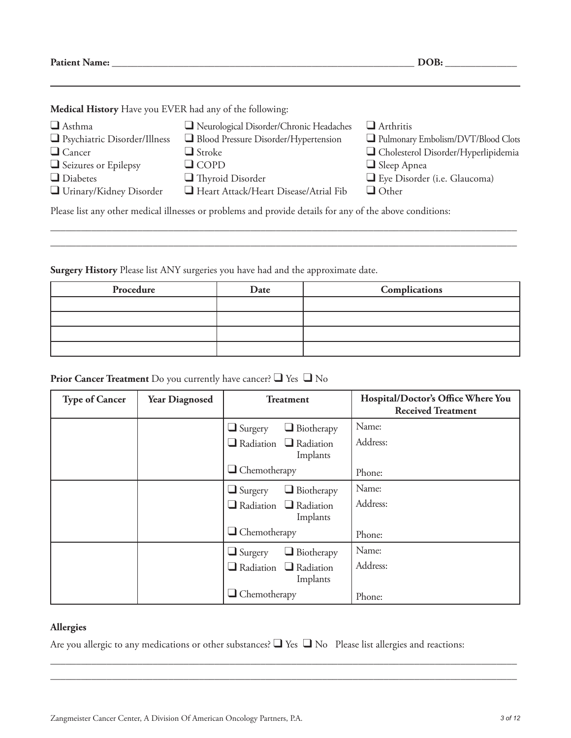**Patient Name:** ____________________________________________________________ **DOB:** ______________

**Medical History** Have you EVER had any of the following:

- ❑ Asthma
- ❑ Psychiatric Disorder/Illness
- ❑ Cancer
- ❑ Seizures or Epilepsy
- ❑ Diabetes
- ❑ Urinary/Kidney Disorder
- ❑ Neurological Disorder/Chronic Headaches
- ❑ Blood Pressure Disorder/Hypertension
- ❑ Stroke
- ❑ COPD
- ❑ Thyroid Disorder
- ❑ Heart Attack/Heart Disease/Atrial Fib
- ❑ Arthritis
- ❑ Pulmonary Embolism/DVT/Blood Clots
- ❑ Cholesterol Disorder/Hyperlipidemia
- ❑ Sleep Apnea
- ❑ Eye Disorder (i.e. Glaucoma)
- ❑ Other

Please list any other medical illnesses or problems and provide details for any of the above conditions:

____________________________________________________________________________________________

____________________________________________________________________________________________

**Surgery History** Please list ANY surgeries you have had and the approximate date.

| Procedure | Date | Complications |
|---|---|---|
| | | |
| | | |
| | | |
| | | |

**Prior Cancer Treatment** Do you currently have cancer? ❑ Yes ❑ No

| Type of Cancer | Year Diagnosed | Treatment | Hospital/Doctor's Office Where You Received Treatment |
|---|---|---|---|
| | | ❑ Surgery ❑ Biotherapy ❑ Radiation ❑ Radiation Implants ❑ Chemotherapy | Name: Address: Phone: |
| | | ❑ Surgery ❑ Biotherapy ❑ Radiation ❑ Radiation Implants ❑ Chemotherapy | Name: Address: Phone: |
| | | ❑ Surgery ❑ Biotherapy ❑ Radiation ❑ Radiation Implants ❑ Chemotherapy | Name: Address: Phone: |

**Allergies**

Are you allergic to any medications or other substances? ❑ Yes ❑ No Please list allergies and reactions:

____________________________________________________________________________________________

____________________________________________________________________________________________

Zangmeister Cancer Center, A Division Of American Oncology Partners, P.A.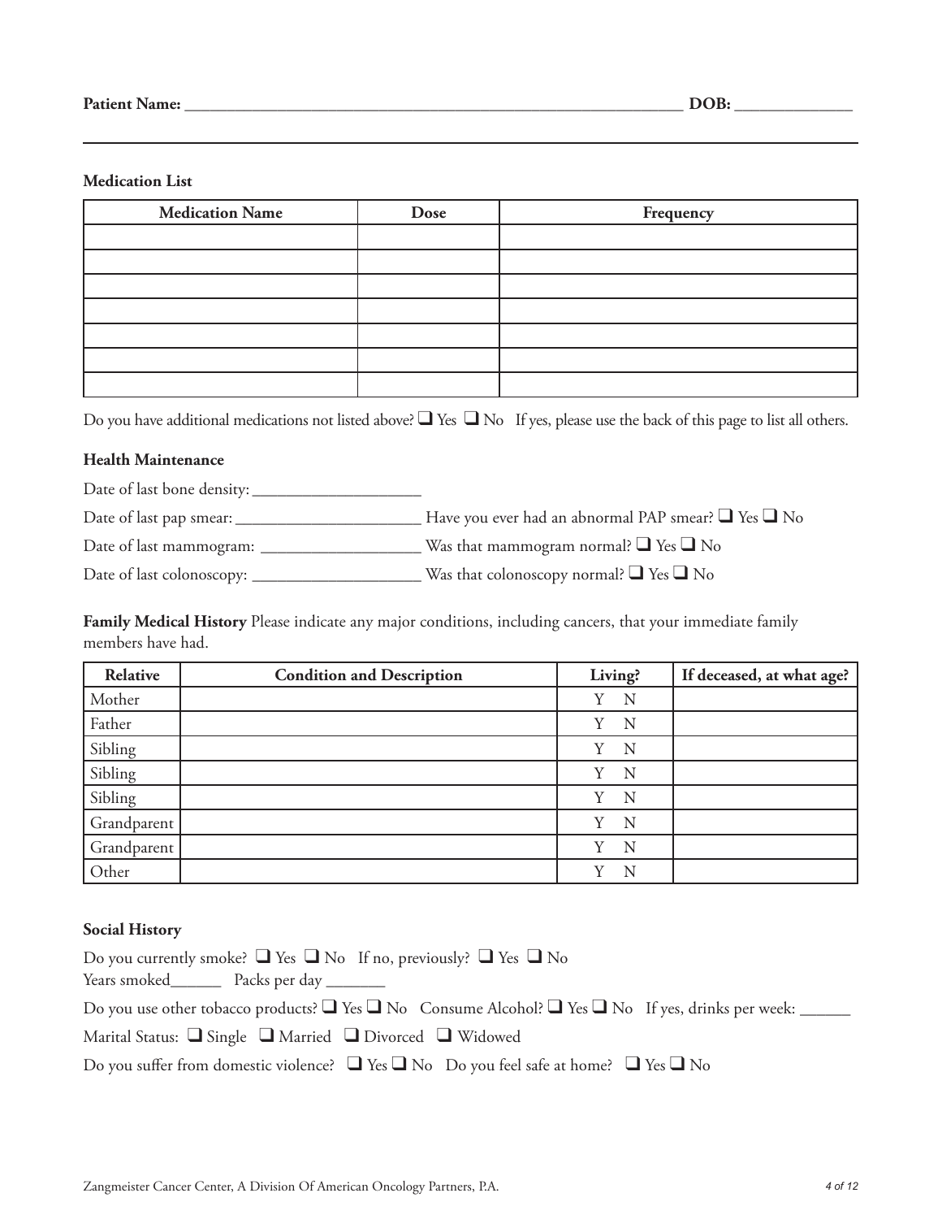**Patient Name:** ______________________________________________ **DOB:** ____________

**Medication List**

| Medication Name | Dose | Frequency |
|---|---|---|
| | | |
| | | |
| | | |
| | | |
| | | |
| | | |
| | | |

Do you have additional medications not listed above? ❑ Yes ❑ No If yes, please use the back of this page to list all others.

**Health Maintenance**

Date of last bone density: ____________________

Date of last pap smear: ______________________ Have you ever had an abnormal PAP smear? ❑ Yes ❑ No

Date of last mammogram: ___________________ Was that mammogram normal? ❑ Yes ❑ No

Date of last colonoscopy: ____________________ Was that colonoscopy normal? ❑ Yes ❑ No

**Family Medical History** Please indicate any major conditions, including cancers, that your immediate family members have had.

| Relative | Condition and Description | Living? | If deceased, at what age? |
|---|---|---|---|
| Mother | | Y N | |
| Father | | Y N | |
| Sibling | | Y N | |
| Sibling | | Y N | |
| Sibling | | Y N | |
| Grandparent | | Y N | |
| Grandparent | | Y N | |
| Other | | Y N | |

**Social History**

Do you currently smoke? ❑ Yes ❑ No If no, previously? ❑ Yes ❑ No
Years smoked______ Packs per day _______

Do you use other tobacco products? ❑ Yes ❑ No Consume Alcohol? ❑ Yes ❑ No If yes, drinks per week: ______

Marital Status: ❑ Single ❑ Married ❑ Divorced ❑ Widowed

Do you suffer from domestic violence? ❑ Yes ❑ No Do you feel safe at home? ❑ Yes ❑ No

Zangmeister Cancer Center, A Division Of American Oncology Partners, P.A.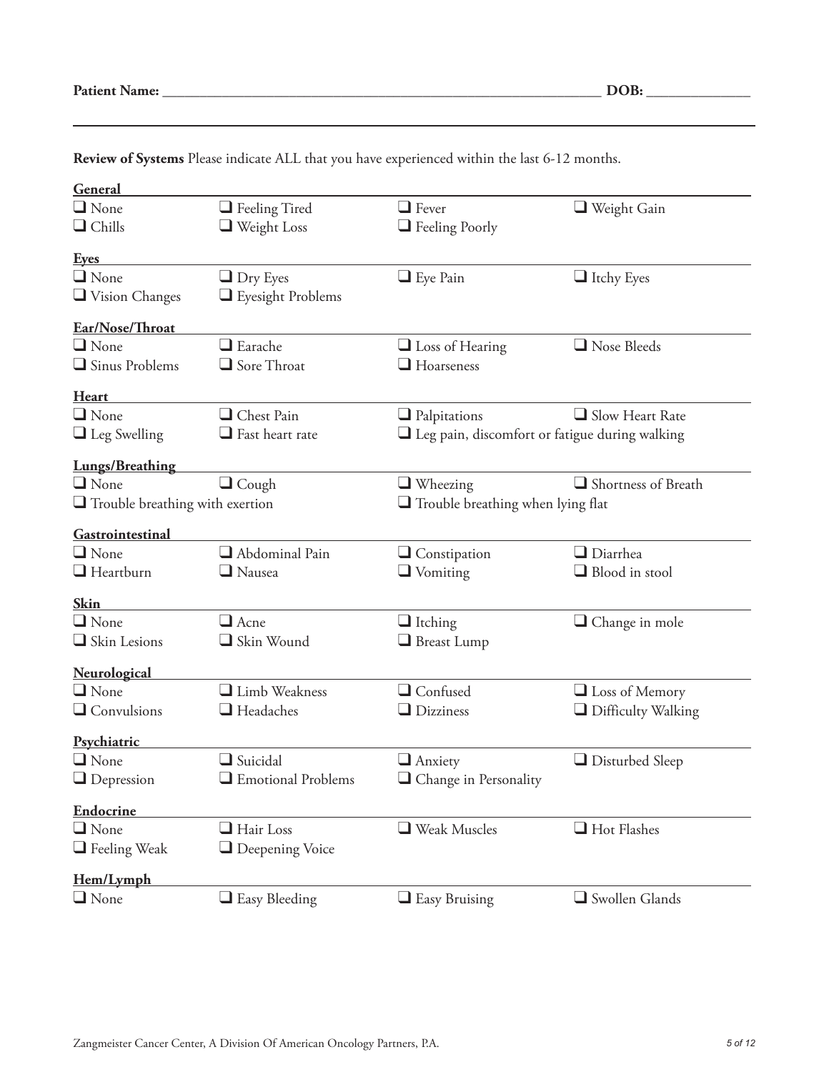**Patient Name:** ______________________________ **DOB:** ______________

**Review of Systems** Please indicate ALL that you have experienced within the last 6-12 months.

**General**

- ☐ None
- ☐ Feeling Tired
- ☐ Fever
- ☐ Weight Gain
- ☐ Chills
- ☐ Weight Loss
- ☐ Feeling Poorly

**Eyes**

- ☐ None
- ☐ Dry Eyes
- ☐ Eye Pain
- ☐ Itchy Eyes
- ☐ Vision Changes
- ☐ Eyesight Problems

**Ear/Nose/Throat**

- ☐ None
- ☐ Earache
- ☐ Loss of Hearing
- ☐ Nose Bleeds
- ☐ Sinus Problems
- ☐ Sore Throat
- ☐ Hoarseness

**Heart**

- ☐ None
- ☐ Chest Pain
- ☐ Palpitations
- ☐ Slow Heart Rate
- ☐ Leg Swelling
- ☐ Fast heart rate
- ☐ Leg pain, discomfort or fatigue during walking

**Lungs/Breathing**

- ☐ None
- ☐ Cough
- ☐ Wheezing
- ☐ Shortness of Breath
- ☐ Trouble breathing with exertion
- ☐ Trouble breathing when lying flat

**Gastrointestinal**

- ☐ None
- ☐ Abdominal Pain
- ☐ Constipation
- ☐ Diarrhea
- ☐ Heartburn
- ☐ Nausea
- ☐ Vomiting
- ☐ Blood in stool

**Skin**

- ☐ None
- ☐ Acne
- ☐ Itching
- ☐ Change in mole
- ☐ Skin Lesions
- ☐ Skin Wound
- ☐ Breast Lump

**Neurological**

- ☐ None
- ☐ Limb Weakness
- ☐ Confused
- ☐ Loss of Memory
- ☐ Convulsions
- ☐ Headaches
- ☐ Dizziness
- ☐ Difficulty Walking

**Psychiatric**

- ☐ None
- ☐ Suicidal
- ☐ Anxiety
- ☐ Disturbed Sleep
- ☐ Depression
- ☐ Emotional Problems
- ☐ Change in Personality

**Endocrine**

- ☐ None
- ☐ Hair Loss
- ☐ Weak Muscles
- ☐ Hot Flashes
- ☐ Feeling Weak
- ☐ Deepening Voice

**Hem/Lymph**

- ☐ None
- ☐ Easy Bleeding
- ☐ Easy Bruising
- ☐ Swollen Glands

Zangmeister Cancer Center, A Division Of American Oncology Partners, P.A.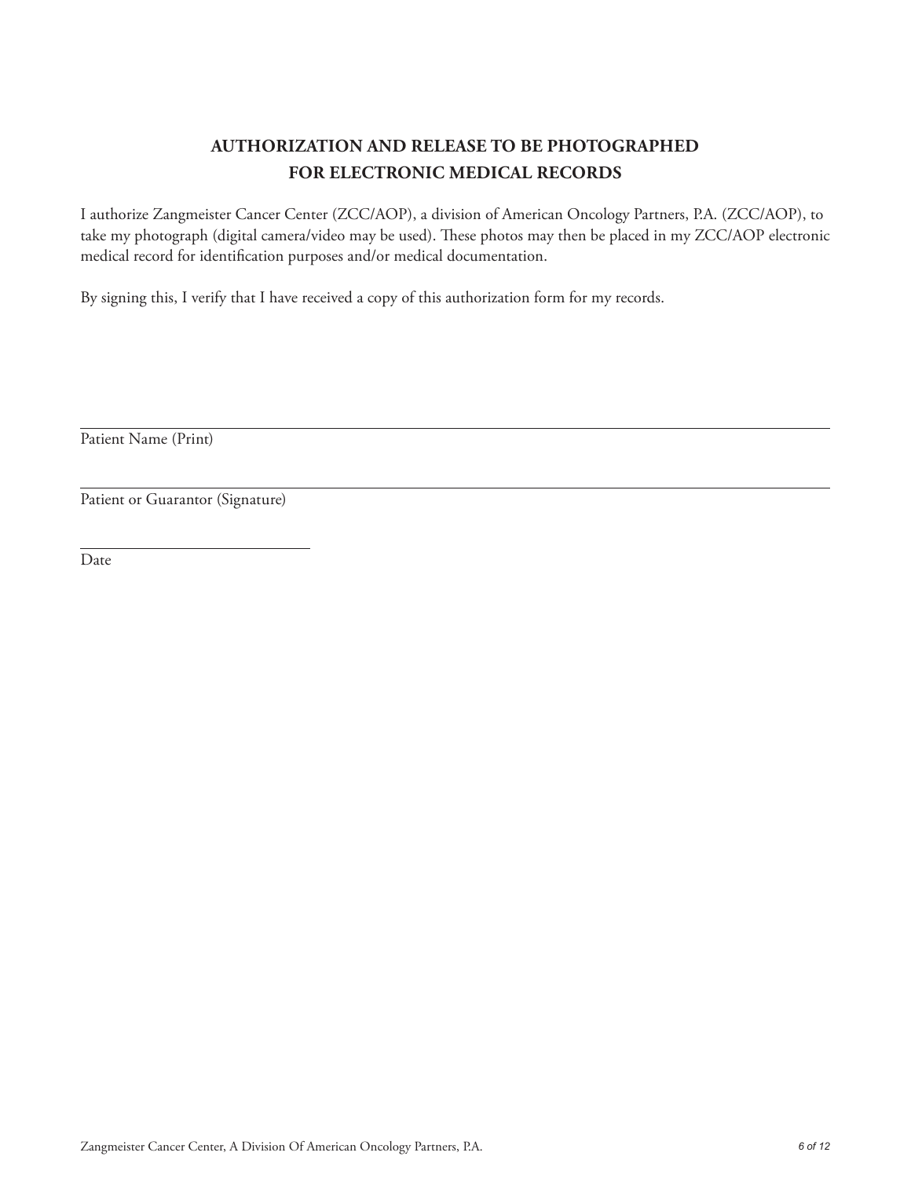# AUTHORIZATION AND RELEASE TO BE PHOTOGRAPHED FOR ELECTRONIC MEDICAL RECORDS

I authorize Zangmeister Cancer Center (ZCC/AOP), a division of American Oncology Partners, P.A. (ZCC/AOP), to take my photograph (digital camera/video may be used). These photos may then be placed in my ZCC/AOP electronic medical record for identification purposes and/or medical documentation.

By signing this, I verify that I have received a copy of this authorization form for my records.

______________________________________________________________________
Patient Name (Print)

______________________________________________________________________
Patient or Guarantor (Signature)

______________________________
Date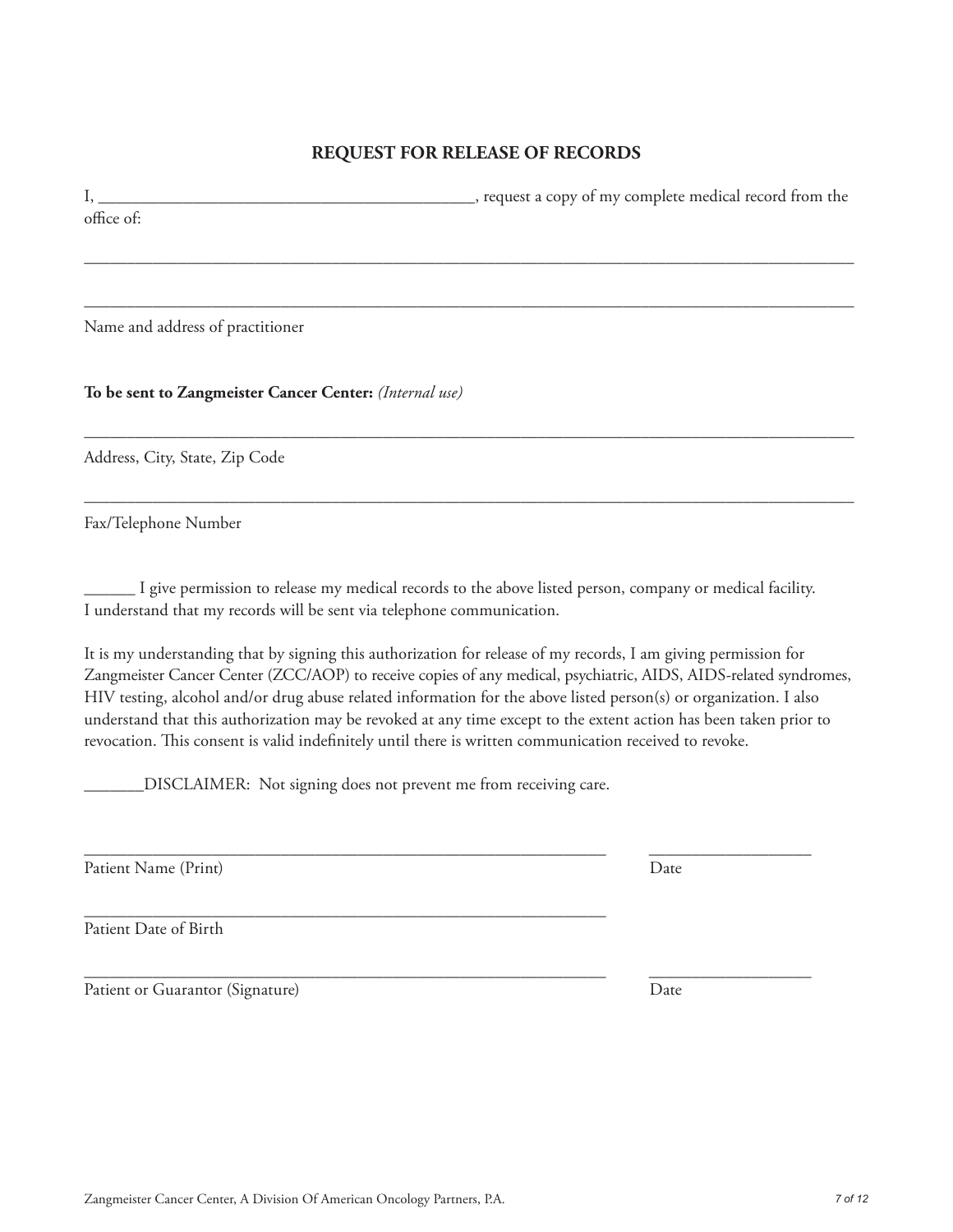## REQUEST FOR RELEASE OF RECORDS

I, ____________________________________________, request a copy of my complete medical record from the office of:

______________________________________________________________________________

______________________________________________________________________________

Name and address of practitioner

**To be sent to Zangmeister Cancer Center:** *(Internal use)*

______________________________________________________________________________

Address, City, State, Zip Code

______________________________________________________________________________

Fax/Telephone Number

______ I give permission to release my medical records to the above listed person, company or medical facility. I understand that my records will be sent via telephone communication.

It is my understanding that by signing this authorization for release of my records, I am giving permission for Zangmeister Cancer Center (ZCC/AOP) to receive copies of any medical, psychiatric, AIDS, AIDS-related syndromes, HIV testing, alcohol and/or drug abuse related information for the above listed person(s) or organization. I also understand that this authorization may be revoked at any time except to the extent action has been taken prior to revocation. This consent is valid indefinitely until there is written communication received to revoke.

_______DISCLAIMER: Not signing does not prevent me from receiving care.

______________________________________________________________ ___________________

Patient Name (Print) Date

______________________________________________________________

Patient Date of Birth

______________________________________________________________ ___________________

Patient or Guarantor (Signature) Date

Zangmeister Cancer Center, A Division Of American Oncology Partners, P.A.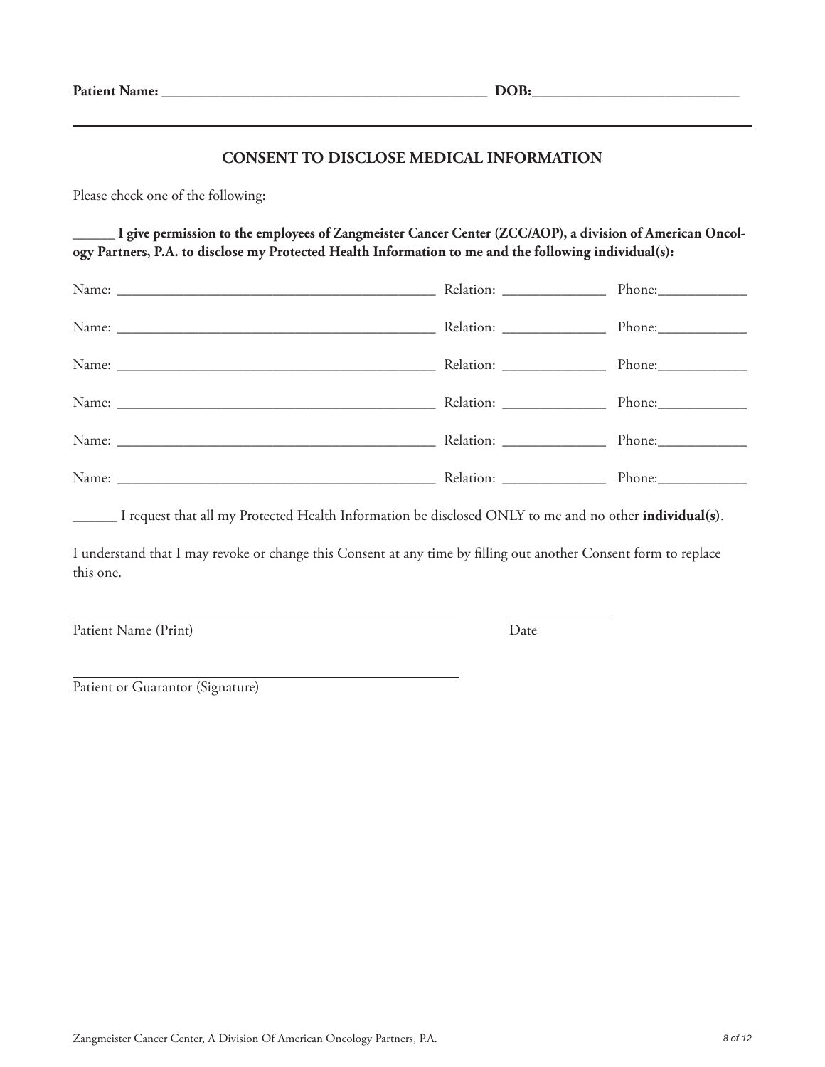**Patient Name:** _____________________________________________ **DOB:**____________________________

## CONSENT TO DISCLOSE MEDICAL INFORMATION

Please check one of the following:

**______ I give permission to the employees of Zangmeister Cancer Center (ZCC/AOP), a division of American Oncology Partners, P.A. to disclose my Protected Health Information to me and the following individual(s):**

Name: ____________________________________________ Relation: ______________ Phone:____________

Name: ____________________________________________ Relation: ______________ Phone:____________

Name: ____________________________________________ Relation: ______________ Phone:____________

Name: ____________________________________________ Relation: ______________ Phone:____________

Name: ____________________________________________ Relation: ______________ Phone:____________

Name: ____________________________________________ Relation: ______________ Phone:____________

______ I request that all my Protected Health Information be disclosed ONLY to me and no other **individual(s)**.

I understand that I may revoke or change this Consent at any time by filling out another Consent form to replace this one.

_____________________________________________ ______________
Patient Name (Print) Date

_____________________________________________
Patient or Guarantor (Signature)

Zangmeister Cancer Center, A Division Of American Oncology Partners, P.A.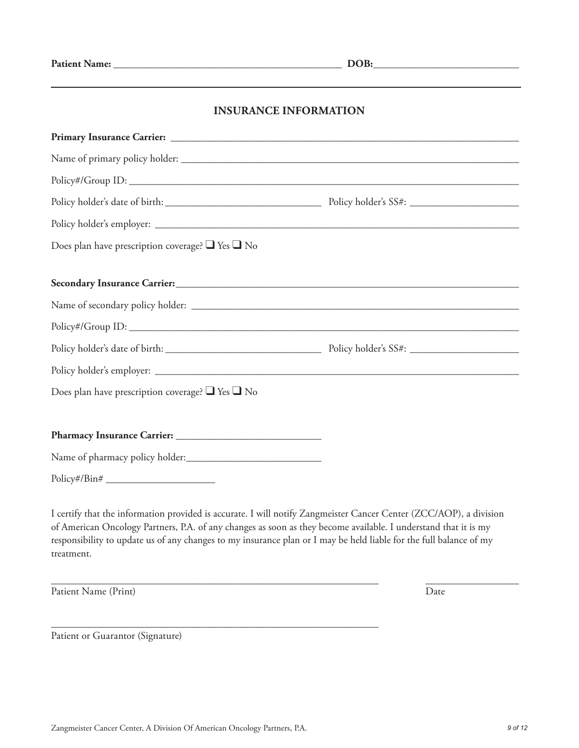**Patient Name:** ____________________________________________ **DOB:**___________________________

## INSURANCE INFORMATION

**Primary Insurance Carrier:** ______________________________________________________________________

Name of primary policy holder: ____________________________________________________________________

Policy#/Group ID: ________________________________________________________________________________

Policy holder's date of birth: ______________________________ Policy holder's SS#: _____________________

Policy holder's employer: _________________________________________________________________________

Does plan have prescription coverage? ❑ Yes ❑ No

**Secondary Insurance Carrier:**____________________________________________________________________

Name of secondary policy holder: __________________________________________________________________

Policy#/Group ID: ________________________________________________________________________________

Policy holder's date of birth: ______________________________ Policy holder's SS#: _____________________

Policy holder's employer: _________________________________________________________________________

Does plan have prescription coverage? ❑ Yes ❑ No

**Pharmacy Insurance Carrier:** ____________________________

Name of pharmacy policy holder:__________________________

Policy#/Bin# _____________________

I certify that the information provided is accurate. I will notify Zangmeister Cancer Center (ZCC/AOP), a division of American Oncology Partners, P.A. of any changes as soon as they become available. I understand that it is my responsibility to update us of any changes to my insurance plan or I may be held liable for the full balance of my treatment.

_________________________________________________________________ __________________

Patient Name (Print) Date

_________________________________________________________________

Patient or Guarantor (Signature)

Zangmeister Cancer Center, A Division Of American Oncology Partners, P.A.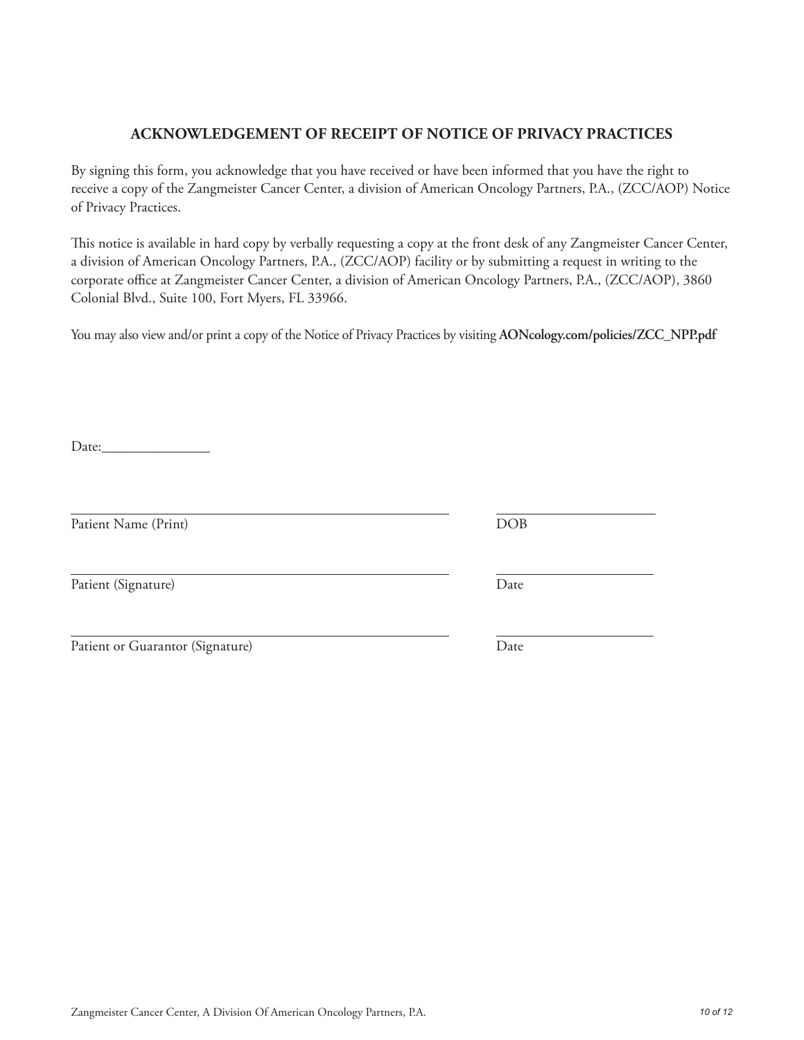## ACKNOWLEDGEMENT OF RECEIPT OF NOTICE OF PRIVACY PRACTICES

By signing this form, you acknowledge that you have received or have been informed that you have the right to receive a copy of the Zangmeister Cancer Center, a division of American Oncology Partners, P.A., (ZCC/AOP) Notice of Privacy Practices.

This notice is available in hard copy by verbally requesting a copy at the front desk of any Zangmeister Cancer Center, a division of American Oncology Partners, P.A., (ZCC/AOP) facility or by submitting a request in writing to the corporate office at Zangmeister Cancer Center, a division of American Oncology Partners, P.A., (ZCC/AOP), 3860 Colonial Blvd., Suite 100, Fort Myers, FL 33966.

You may also view and/or print a copy of the Notice of Privacy Practices by visiting **AONcology.com/policies/ZCC_NPP.pdf**

Date:_______________

_______________________________________________ &nbsp;&nbsp;&nbsp;&nbsp; _____________________
Patient Name (Print) &nbsp;&nbsp;&nbsp;&nbsp; DOB

_______________________________________________ &nbsp;&nbsp;&nbsp;&nbsp; _____________________
Patient (Signature) &nbsp;&nbsp;&nbsp;&nbsp; Date

_______________________________________________ &nbsp;&nbsp;&nbsp;&nbsp; _____________________
Patient or Guarantor (Signature) &nbsp;&nbsp;&nbsp;&nbsp; Date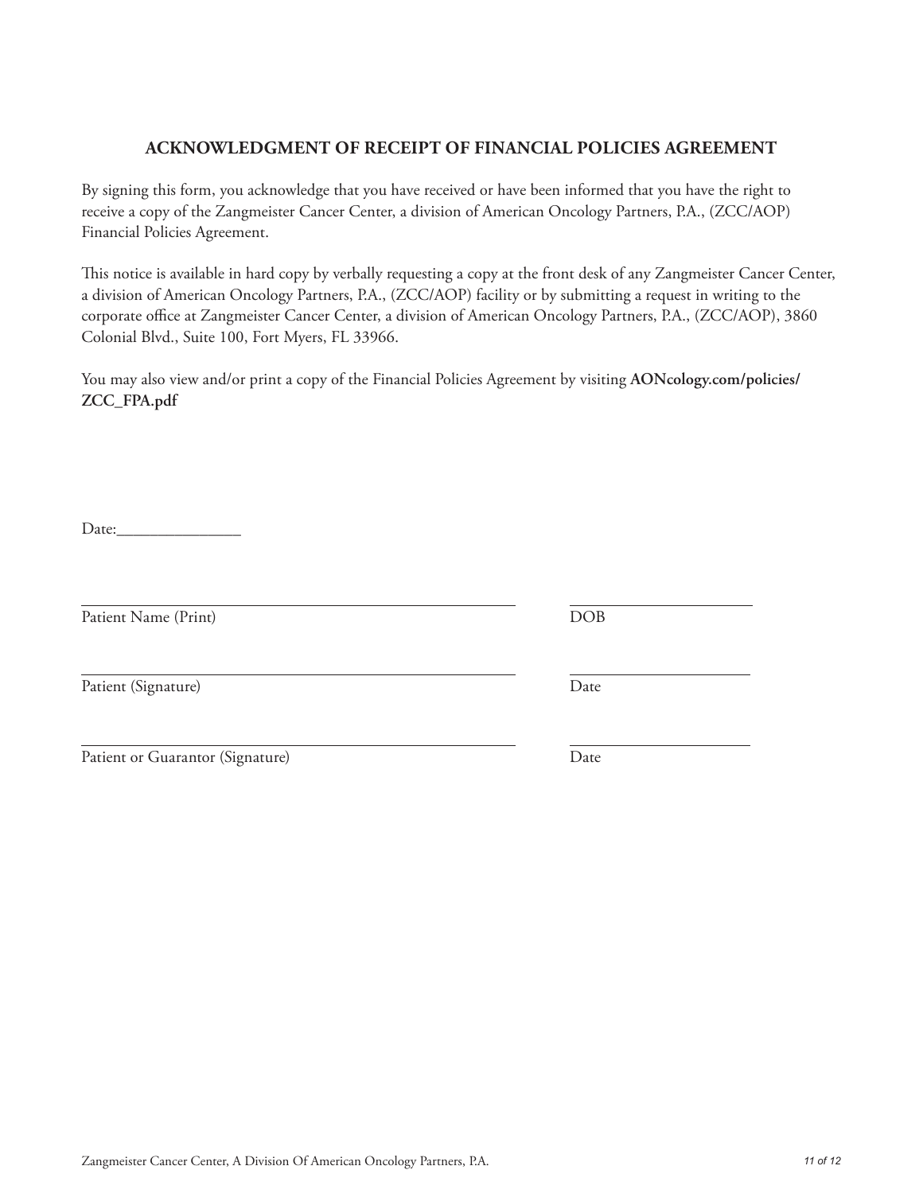## ACKNOWLEDGMENT OF RECEIPT OF FINANCIAL POLICIES AGREEMENT

By signing this form, you acknowledge that you have received or have been informed that you have the right to receive a copy of the Zangmeister Cancer Center, a division of American Oncology Partners, P.A., (ZCC/AOP) Financial Policies Agreement.

This notice is available in hard copy by verbally requesting a copy at the front desk of any Zangmeister Cancer Center, a division of American Oncology Partners, P.A., (ZCC/AOP) facility or by submitting a request in writing to the corporate office at Zangmeister Cancer Center, a division of American Oncology Partners, P.A., (ZCC/AOP), 3860 Colonial Blvd., Suite 100, Fort Myers, FL 33966.

You may also view and/or print a copy of the Financial Policies Agreement by visiting **AONcology.com/policies/ZCC_FPA.pdf**

Date:_______________

_______________________________________ &nbsp;&nbsp;&nbsp;&nbsp; ____________________
Patient Name (Print) &nbsp;&nbsp;&nbsp;&nbsp; DOB

_______________________________________ &nbsp;&nbsp;&nbsp;&nbsp; ____________________
Patient (Signature) &nbsp;&nbsp;&nbsp;&nbsp; Date

_______________________________________ &nbsp;&nbsp;&nbsp;&nbsp; ____________________
Patient or Guarantor (Signature) &nbsp;&nbsp;&nbsp;&nbsp; Date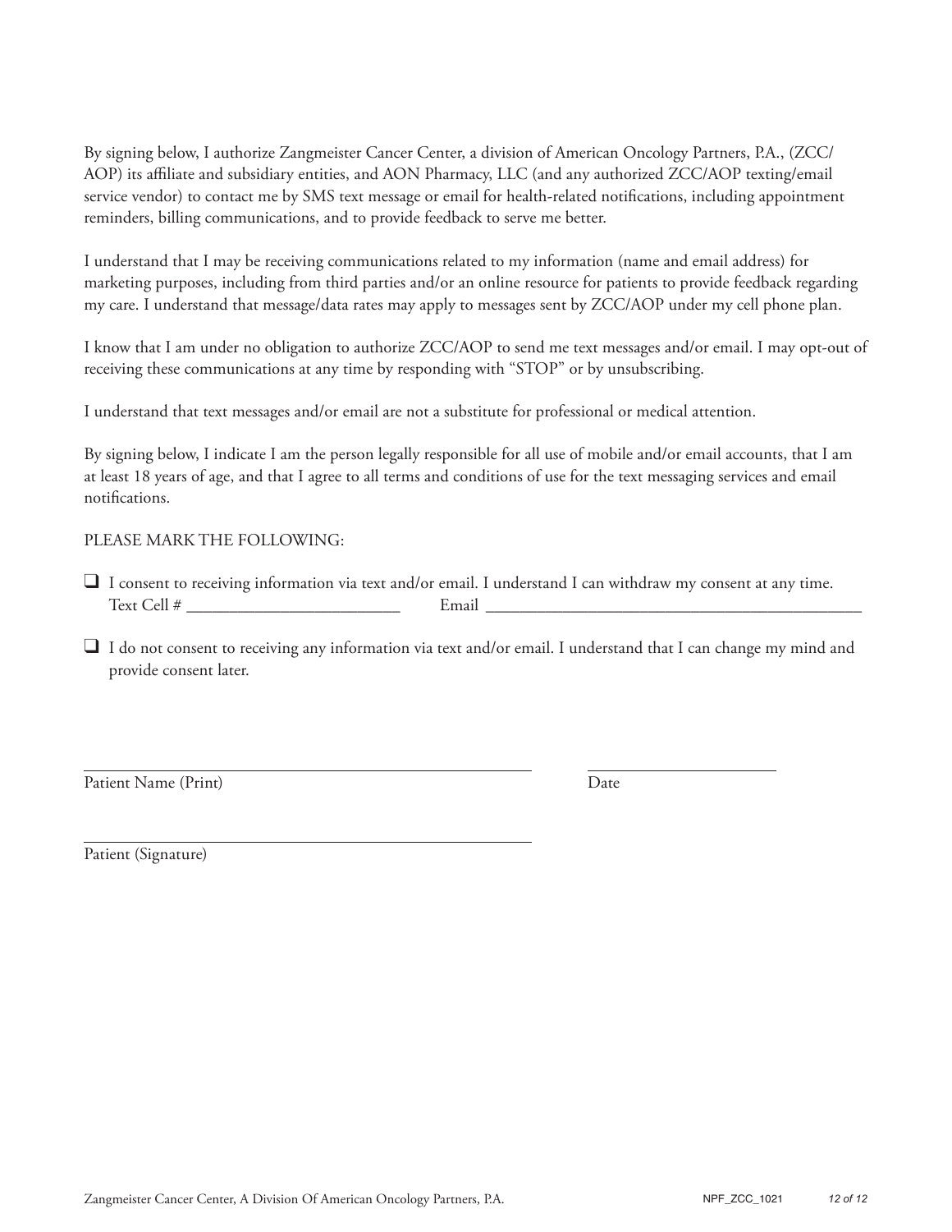By signing below, I authorize Zangmeister Cancer Center, a division of American Oncology Partners, P.A., (ZCC/AOP) its affiliate and subsidiary entities, and AON Pharmacy, LLC (and any authorized ZCC/AOP texting/email service vendor) to contact me by SMS text message or email for health-related notifications, including appointment reminders, billing communications, and to provide feedback to serve me better.

I understand that I may be receiving communications related to my information (name and email address) for marketing purposes, including from third parties and/or an online resource for patients to provide feedback regarding my care. I understand that message/data rates may apply to messages sent by ZCC/AOP under my cell phone plan.

I know that I am under no obligation to authorize ZCC/AOP to send me text messages and/or email. I may opt-out of receiving these communications at any time by responding with "STOP" or by unsubscribing.

I understand that text messages and/or email are not a substitute for professional or medical attention.

By signing below, I indicate I am the person legally responsible for all use of mobile and/or email accounts, that I am at least 18 years of age, and that I agree to all terms and conditions of use for the text messaging services and email notifications.

PLEASE MARK THE FOLLOWING:

- ☐ I consent to receiving information via text and/or email. I understand I can withdraw my consent at any time.
  Text Cell # ________________________ Email ____________________________________________

- ☐ I do not consent to receiving any information via text and/or email. I understand that I can change my mind and provide consent later.

______________________________________________ ______________________

Patient Name (Print) Date

______________________________________________

Patient (Signature)

Zangmeister Cancer Center, A Division Of American Oncology Partners, P.A. NPF_ZCC_1021